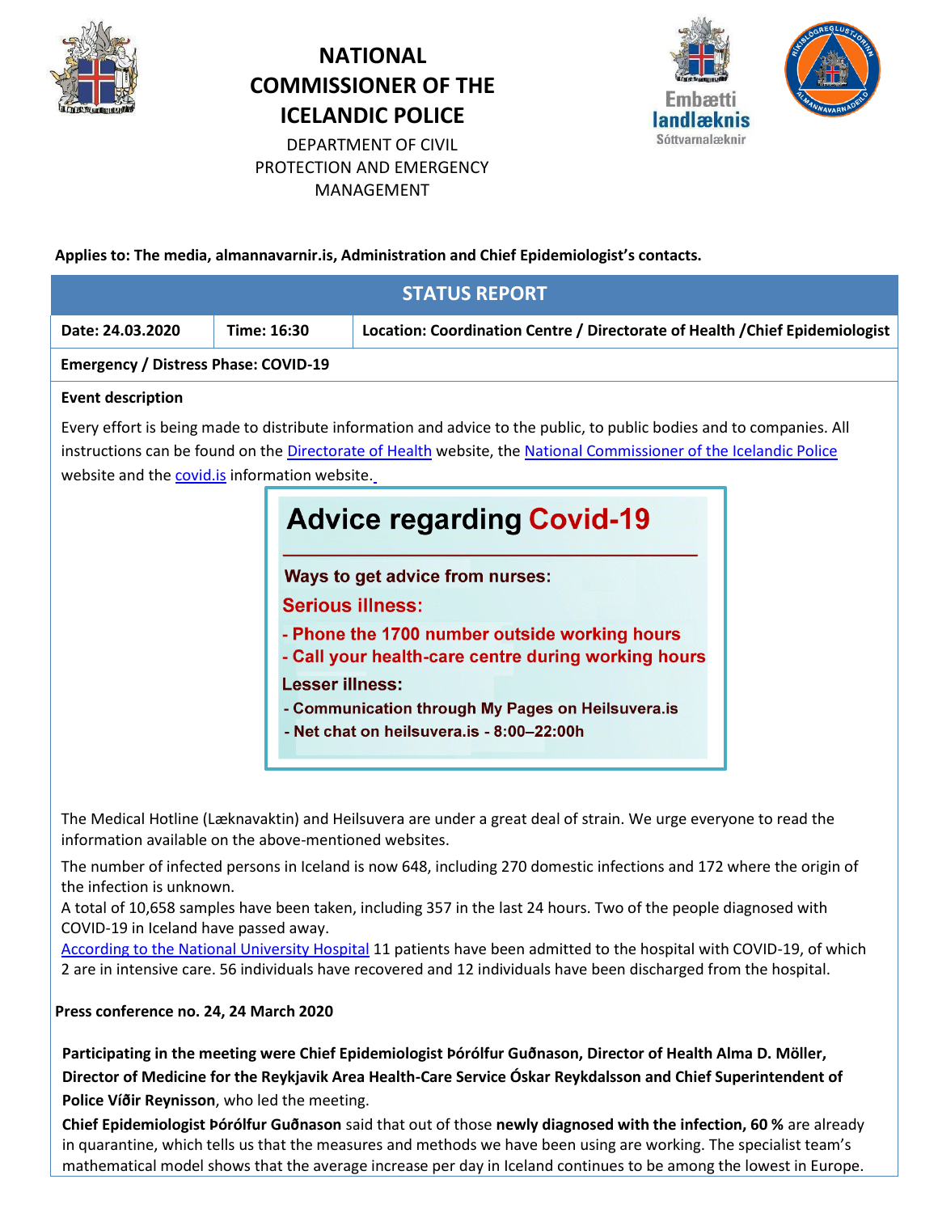# NATIONAL COMMISSIONER OF THE ICELANDIC POLICE

DEPARTMENT OF CIVIL PROTECTION AND EMERGENCY MANAGEMENT

Embætti landlæknis
Sóttvarnalæknir

**Applies to: The media, almannavarnir.is, Administration and Chief Epidemiologist's contacts.**

## STATUS REPORT

| Date: 24.03.2020 | Time: 16:30 | Location: Coordination Centre / Directorate of Health /Chief Epidemiologist |
|---|---|---|

**Emergency / Distress Phase: COVID-19**

**Event description**

Every effort is being made to distribute information and advice to the public, to public bodies and to companies. All instructions can be found on the Directorate of Health website, the National Commissioner of the Icelandic Police website and the covid.is information website.

**Advice regarding Covid-19**

**Ways to get advice from nurses:**

**Serious illness:**

- **Phone the 1700 number outside working hours**
- **Call your health-care centre during working hours**

**Lesser illness:**

- **Communication through My Pages on Heilsuvera.is**
- **Net chat on heilsuvera.is - 8:00–22:00h**

The Medical Hotline (Læknavaktin) and Heilsuvera are under a great deal of strain. We urge everyone to read the information available on the above-mentioned websites.

The number of infected persons in Iceland is now 648, including 270 domestic infections and 172 where the origin of the infection is unknown.
A total of 10,658 samples have been taken, including 357 in the last 24 hours. Two of the people diagnosed with COVID-19 in Iceland have passed away.
According to the National University Hospital 11 patients have been admitted to the hospital with COVID-19, of which 2 are in intensive care. 56 individuals have recovered and 12 individuals have been discharged from the hospital.

**Press conference no. 24, 24 March 2020**

**Participating in the meeting were Chief Epidemiologist Þórólfur Guðnason, Director of Health Alma D. Möller, Director of Medicine for the Reykjavik Area Health-Care Service Óskar Reykdalsson and Chief Superintendent of Police Víðir Reynisson**, who led the meeting.

**Chief Epidemiologist Þórólfur Guðnason** said that out of those **newly diagnosed with the infection, 60 %** are already in quarantine, which tells us that the measures and methods we have been using are working. The specialist team's mathematical model shows that the average increase per day in Iceland continues to be among the lowest in Europe.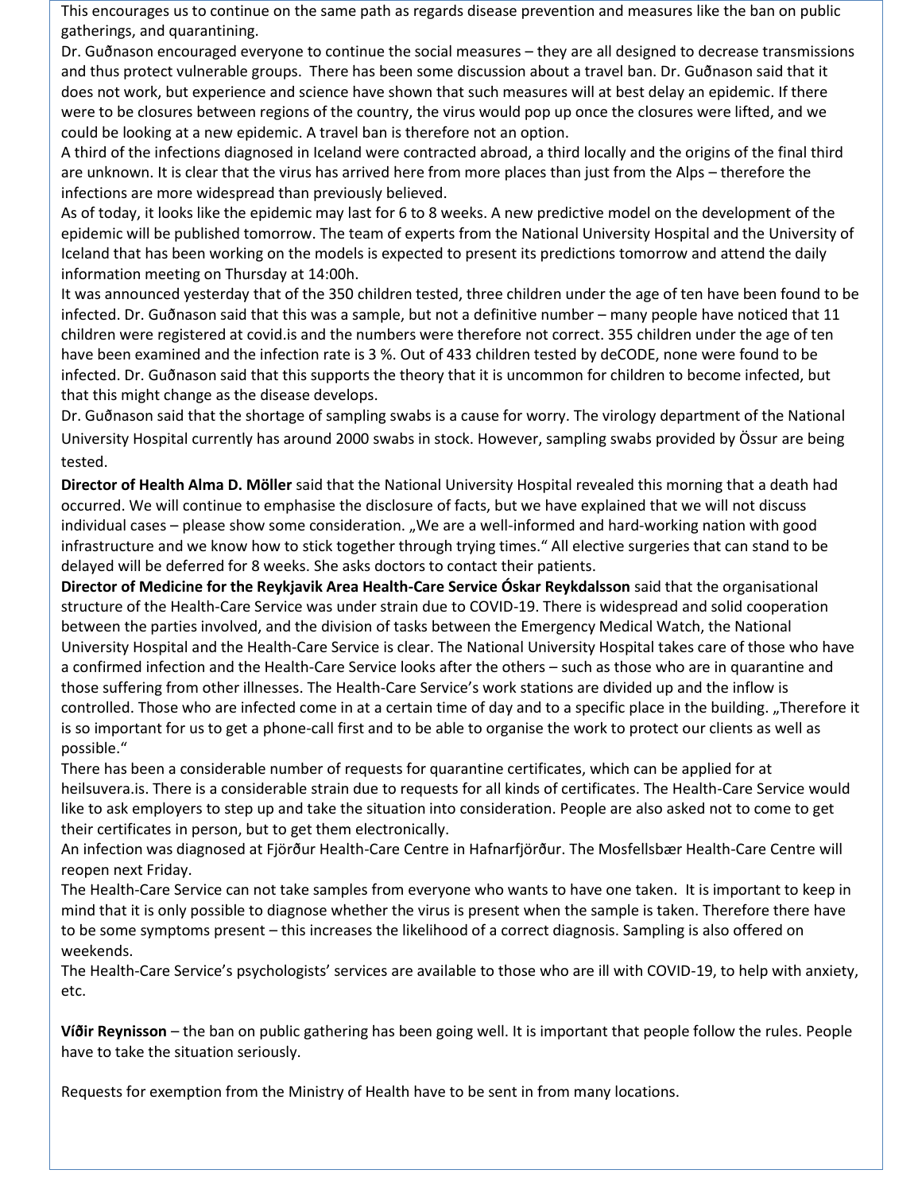This encourages us to continue on the same path as regards disease prevention and measures like the ban on public gatherings, and quarantining.

Dr. Guðnason encouraged everyone to continue the social measures – they are all designed to decrease transmissions and thus protect vulnerable groups. There has been some discussion about a travel ban. Dr. Guðnason said that it does not work, but experience and science have shown that such measures will at best delay an epidemic. If there were to be closures between regions of the country, the virus would pop up once the closures were lifted, and we could be looking at a new epidemic. A travel ban is therefore not an option.

A third of the infections diagnosed in Iceland were contracted abroad, a third locally and the origins of the final third are unknown. It is clear that the virus has arrived here from more places than just from the Alps – therefore the infections are more widespread than previously believed.

As of today, it looks like the epidemic may last for 6 to 8 weeks. A new predictive model on the development of the epidemic will be published tomorrow. The team of experts from the National University Hospital and the University of Iceland that has been working on the models is expected to present its predictions tomorrow and attend the daily information meeting on Thursday at 14:00h.

It was announced yesterday that of the 350 children tested, three children under the age of ten have been found to be infected. Dr. Guðnason said that this was a sample, but not a definitive number – many people have noticed that 11 children were registered at covid.is and the numbers were therefore not correct. 355 children under the age of ten have been examined and the infection rate is 3 %. Out of 433 children tested by deCODE, none were found to be infected. Dr. Guðnason said that this supports the theory that it is uncommon for children to become infected, but that this might change as the disease develops.

Dr. Guðnason said that the shortage of sampling swabs is a cause for worry. The virology department of the National University Hospital currently has around 2000 swabs in stock. However, sampling swabs provided by Össur are being tested.

**Director of Health Alma D. Möller** said that the National University Hospital revealed this morning that a death had occurred. We will continue to emphasise the disclosure of facts, but we have explained that we will not discuss individual cases – please show some consideration. „We are a well-informed and hard-working nation with good infrastructure and we know how to stick together through trying times." All elective surgeries that can stand to be delayed will be deferred for 8 weeks. She asks doctors to contact their patients.

**Director of Medicine for the Reykjavik Area Health-Care Service Óskar Reykdalsson** said that the organisational structure of the Health-Care Service was under strain due to COVID-19. There is widespread and solid cooperation between the parties involved, and the division of tasks between the Emergency Medical Watch, the National University Hospital and the Health-Care Service is clear. The National University Hospital takes care of those who have a confirmed infection and the Health-Care Service looks after the others – such as those who are in quarantine and those suffering from other illnesses. The Health-Care Service's work stations are divided up and the inflow is controlled. Those who are infected come in at a certain time of day and to a specific place in the building. „Therefore it is so important for us to get a phone-call first and to be able to organise the work to protect our clients as well as possible."

There has been a considerable number of requests for quarantine certificates, which can be applied for at heilsuvera.is. There is a considerable strain due to requests for all kinds of certificates. The Health-Care Service would like to ask employers to step up and take the situation into consideration. People are also asked not to come to get their certificates in person, but to get them electronically.

An infection was diagnosed at Fjörður Health-Care Centre in Hafnarfjörður. The Mosfellsbær Health-Care Centre will reopen next Friday.

The Health-Care Service can not take samples from everyone who wants to have one taken. It is important to keep in mind that it is only possible to diagnose whether the virus is present when the sample is taken. Therefore there have to be some symptoms present – this increases the likelihood of a correct diagnosis. Sampling is also offered on weekends.

The Health-Care Service's psychologists' services are available to those who are ill with COVID-19, to help with anxiety, etc.

**Víðir Reynisson** – the ban on public gathering has been going well. It is important that people follow the rules. People have to take the situation seriously.

Requests for exemption from the Ministry of Health have to be sent in from many locations.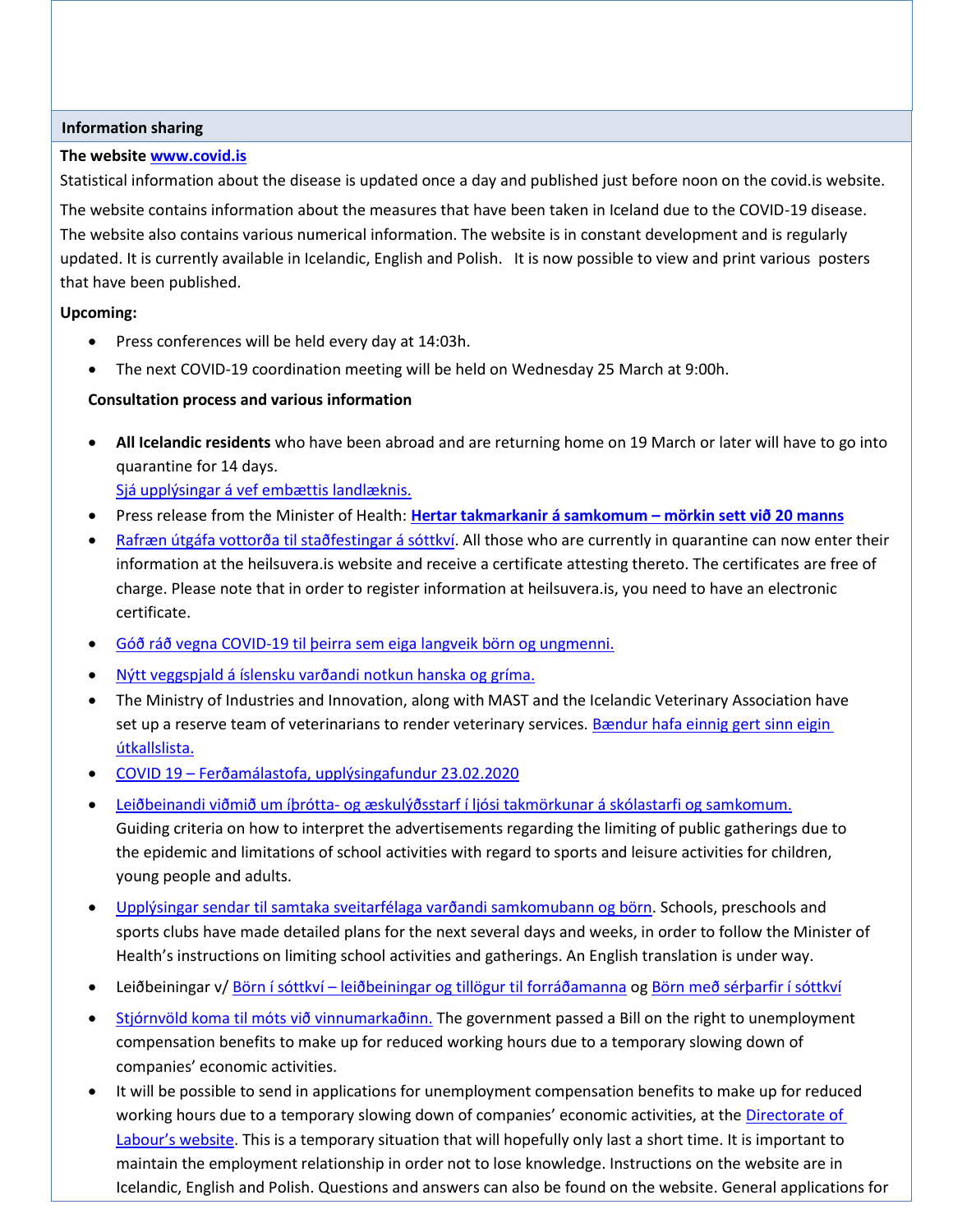## Information sharing

**The website www.covid.is**

Statistical information about the disease is updated once a day and published just before noon on the covid.is website.

The website contains information about the measures that have been taken in Iceland due to the COVID-19 disease. The website also contains various numerical information. The website is in constant development and is regularly updated. It is currently available in Icelandic, English and Polish. It is now possible to view and print various posters that have been published.

**Upcoming:**

- Press conferences will be held every day at 14:03h.
- The next COVID-19 coordination meeting will be held on Wednesday 25 March at 9:00h.

**Consultation process and various information**

- **All Icelandic residents** who have been abroad and are returning home on 19 March or later will have to go into quarantine for 14 days.
  Sjá upplýsingar á vef embættis landlæknis.
- Press release from the Minister of Health: **Hertar takmarkanir á samkomum – mörkin sett við 20 manns**
- Rafræn útgáfa vottorða til staðfestingar á sóttkví. All those who are currently in quarantine can now enter their information at the heilsuvera.is website and receive a certificate attesting thereto. The certificates are free of charge. Please note that in order to register information at heilsuvera.is, you need to have an electronic certificate.
- Góð ráð vegna COVID-19 til þeirra sem eiga langveik börn og ungmenni.
- Nýtt veggspjald á íslensku varðandi notkun hanska og gríma.
- The Ministry of Industries and Innovation, along with MAST and the Icelandic Veterinary Association have set up a reserve team of veterinarians to render veterinary services. Bændur hafa einnig gert sinn eigin útkallslista.
- COVID 19 – Ferðamálastofa, upplýsingafundur 23.02.2020
- Leiðbeinandi viðmið um íþrótta- og æskulýðsstarf í ljósi takmörkunar á skólastarfi og samkomum.
  Guiding criteria on how to interpret the advertisements regarding the limiting of public gatherings due to the epidemic and limitations of school activities with regard to sports and leisure activities for children, young people and adults.
- Upplýsingar sendar til samtaka sveitarfélaga varðandi samkomubann og börn. Schools, preschools and sports clubs have made detailed plans for the next several days and weeks, in order to follow the Minister of Health's instructions on limiting school activities and gatherings. An English translation is under way.
- Leiðbeiningar v/ Börn í sóttkví – leiðbeiningar og tillögur til forráðamanna og Börn með sérþarfir í sóttkví
- Stjórnvöld koma til móts við vinnumarkaðinn. The government passed a Bill on the right to unemployment compensation benefits to make up for reduced working hours due to a temporary slowing down of companies' economic activities.
- It will be possible to send in applications for unemployment compensation benefits to make up for reduced working hours due to a temporary slowing down of companies' economic activities, at the Directorate of Labour's website. This is a temporary situation that will hopefully only last a short time. It is important to maintain the employment relationship in order not to lose knowledge. Instructions on the website are in Icelandic, English and Polish. Questions and answers can also be found on the website. General applications for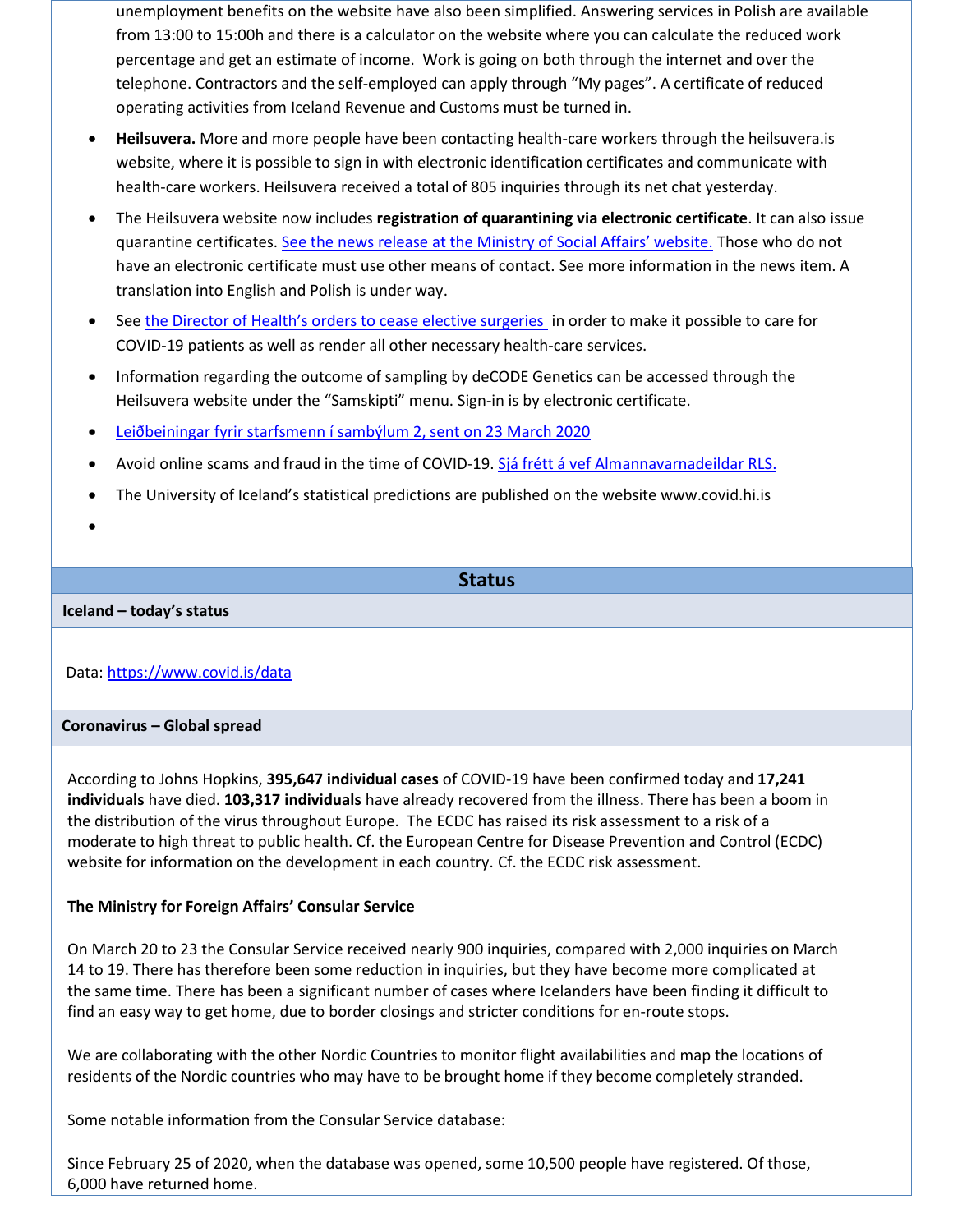unemployment benefits on the website have also been simplified. Answering services in Polish are available from 13:00 to 15:00h and there is a calculator on the website where you can calculate the reduced work percentage and get an estimate of income. Work is going on both through the internet and over the telephone. Contractors and the self-employed can apply through "My pages". A certificate of reduced operating activities from Iceland Revenue and Customs must be turned in.

- **Heilsuvera.** More and more people have been contacting health-care workers through the heilsuvera.is website, where it is possible to sign in with electronic identification certificates and communicate with health-care workers. Heilsuvera received a total of 805 inquiries through its net chat yesterday.
- The Heilsuvera website now includes **registration of quarantining via electronic certificate**. It can also issue quarantine certificates. [See the news release at the Ministry of Social Affairs' website.]() Those who do not have an electronic certificate must use other means of contact. See more information in the news item. A translation into English and Polish is under way.
- See [the Director of Health's orders to cease elective surgeries]() in order to make it possible to care for COVID-19 patients as well as render all other necessary health-care services.
- Information regarding the outcome of sampling by deCODE Genetics can be accessed through the Heilsuvera website under the "Samskipti" menu. Sign-in is by electronic certificate.
- [Leiðbeiningar fyrir starfsmenn í sambýlum 2, sent on 23 March 2020]()
- Avoid online scams and fraud in the time of COVID-19. [Sjá frétt á vef Almannavarnadeildar RLS.]()
- The University of Iceland's statistical predictions are published on the website www.covid.hi.is
- 

## Status

### Iceland – today's status

Data: https://www.covid.is/data

### Coronavirus – Global spread

According to Johns Hopkins, **395,647 individual cases** of COVID-19 have been confirmed today and **17,241 individuals** have died. **103,317 individuals** have already recovered from the illness. There has been a boom in the distribution of the virus throughout Europe. The ECDC has raised its risk assessment to a risk of a moderate to high threat to public health. Cf. the European Centre for Disease Prevention and Control (ECDC) website for information on the development in each country. Cf. the ECDC risk assessment.

**The Ministry for Foreign Affairs' Consular Service**

On March 20 to 23 the Consular Service received nearly 900 inquiries, compared with 2,000 inquiries on March 14 to 19. There has therefore been some reduction in inquiries, but they have become more complicated at the same time. There has been a significant number of cases where Icelanders have been finding it difficult to find an easy way to get home, due to border closings and stricter conditions for en-route stops.

We are collaborating with the other Nordic Countries to monitor flight availabilities and map the locations of residents of the Nordic countries who may have to be brought home if they become completely stranded.

Some notable information from the Consular Service database:

Since February 25 of 2020, when the database was opened, some 10,500 people have registered. Of those, 6,000 have returned home.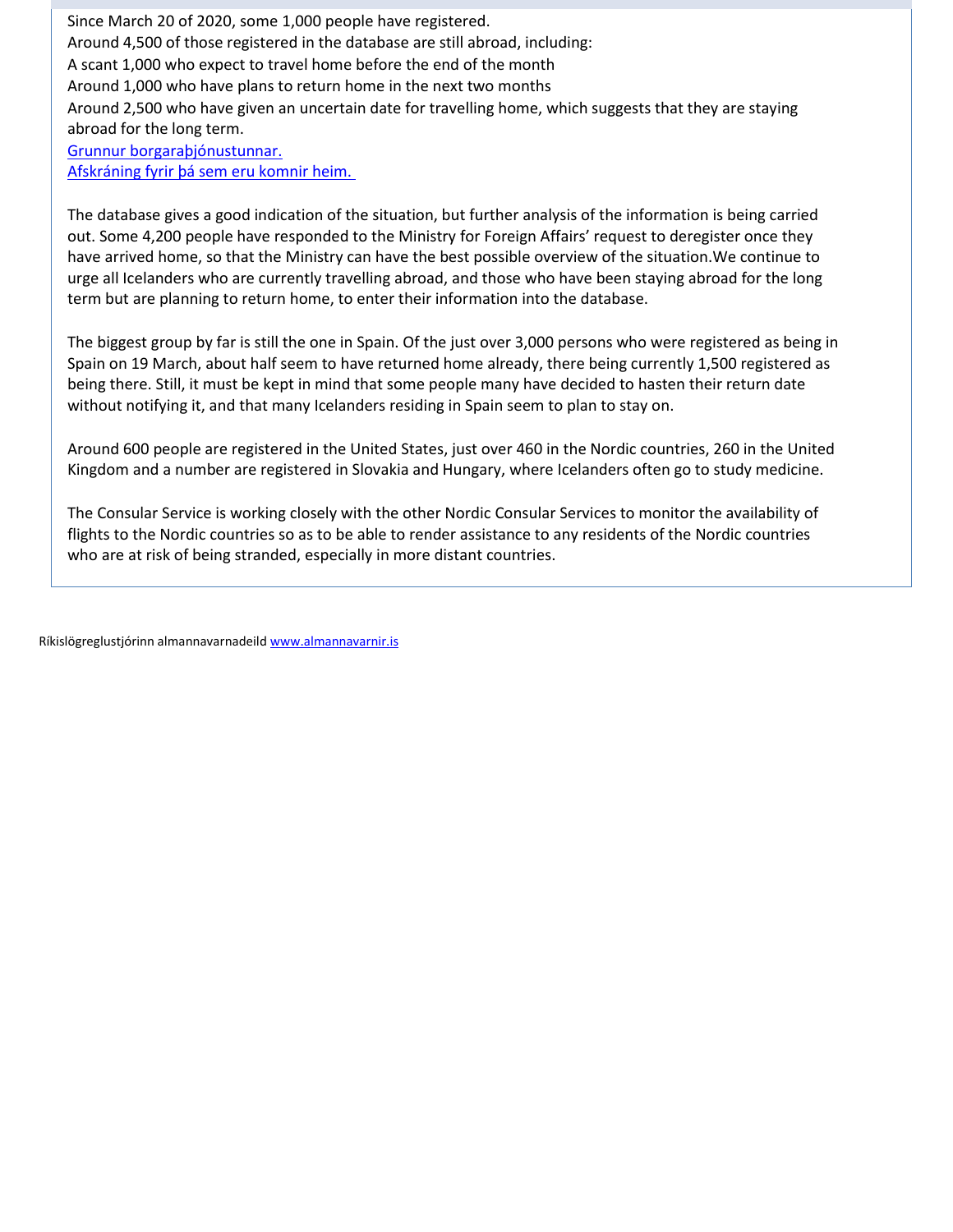Since March 20 of 2020, some 1,000 people have registered.
Around 4,500 of those registered in the database are still abroad, including:
A scant 1,000 who expect to travel home before the end of the month
Around 1,000 who have plans to return home in the next two months
Around 2,500 who have given an uncertain date for travelling home, which suggests that they are staying abroad for the long term.
[Grunnur borgaraþjónustunnar.](#)
[Afskráning fyrir þá sem eru komnir heim.](#)

The database gives a good indication of the situation, but further analysis of the information is being carried out. Some 4,200 people have responded to the Ministry for Foreign Affairs' request to deregister once they have arrived home, so that the Ministry can have the best possible overview of the situation.We continue to urge all Icelanders who are currently travelling abroad, and those who have been staying abroad for the long term but are planning to return home, to enter their information into the database.

The biggest group by far is still the one in Spain. Of the just over 3,000 persons who were registered as being in Spain on 19 March, about half seem to have returned home already, there being currently 1,500 registered as being there. Still, it must be kept in mind that some people many have decided to hasten their return date without notifying it, and that many Icelanders residing in Spain seem to plan to stay on.

Around 600 people are registered in the United States, just over 460 in the Nordic countries, 260 in the United Kingdom and a number are registered in Slovakia and Hungary, where Icelanders often go to study medicine.

The Consular Service is working closely with the other Nordic Consular Services to monitor the availability of flights to the Nordic countries so as to be able to render assistance to any residents of the Nordic countries who are at risk of being stranded, especially in more distant countries.

Ríkislögreglustjórinn almannavarnadeild [www.almannavarnir.is](http://www.almannavarnir.is)